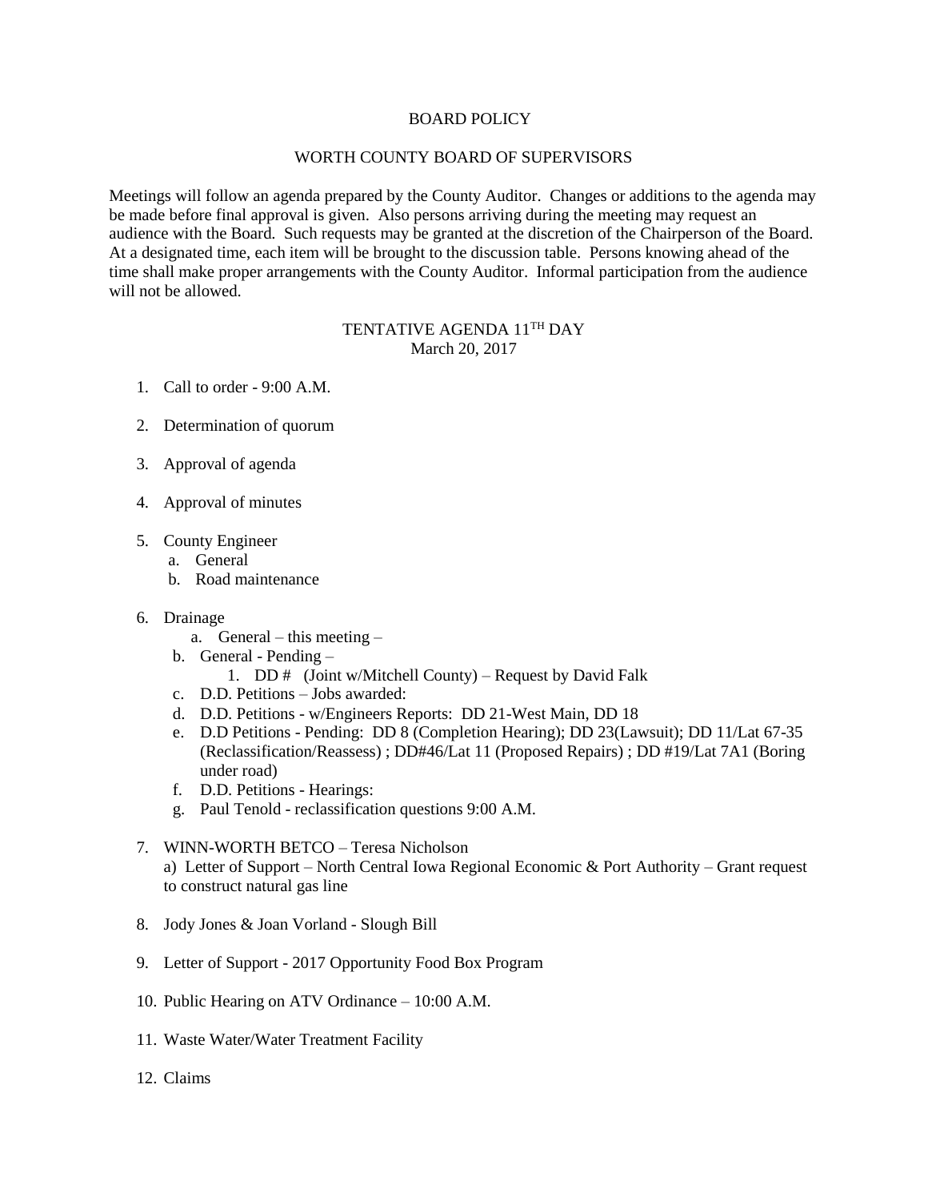# BOARD POLICY

## WORTH COUNTY BOARD OF SUPERVISORS

Meetings will follow an agenda prepared by the County Auditor. Changes or additions to the agenda may be made before final approval is given. Also persons arriving during the meeting may request an audience with the Board. Such requests may be granted at the discretion of the Chairperson of the Board. At a designated time, each item will be brought to the discussion table. Persons knowing ahead of the time shall make proper arrangements with the County Auditor. Informal participation from the audience will not be allowed.

## TENTATIVE AGENDA 11TH DAY
March 20, 2017

1. Call to order - 9:00 A.M.

2. Determination of quorum

3. Approval of agenda

4. Approval of minutes

5. County Engineer
   a. General
   b. Road maintenance

6. Drainage
   a. General – this meeting –
   b. General - Pending –
      1. DD # (Joint w/Mitchell County) – Request by David Falk
   c. D.D. Petitions – Jobs awarded:
   d. D.D. Petitions - w/Engineers Reports: DD 21-West Main, DD 18
   e. D.D Petitions - Pending: DD 8 (Completion Hearing); DD 23(Lawsuit); DD 11/Lat 67-35 (Reclassification/Reassess) ; DD#46/Lat 11 (Proposed Repairs) ; DD #19/Lat 7A1 (Boring under road)
   f. D.D. Petitions - Hearings:
   g. Paul Tenold - reclassification questions 9:00 A.M.

7. WINN-WORTH BETCO – Teresa Nicholson
   a) Letter of Support – North Central Iowa Regional Economic & Port Authority – Grant request to construct natural gas line

8. Jody Jones & Joan Vorland - Slough Bill

9. Letter of Support - 2017 Opportunity Food Box Program

10. Public Hearing on ATV Ordinance – 10:00 A.M.

11. Waste Water/Water Treatment Facility

12. Claims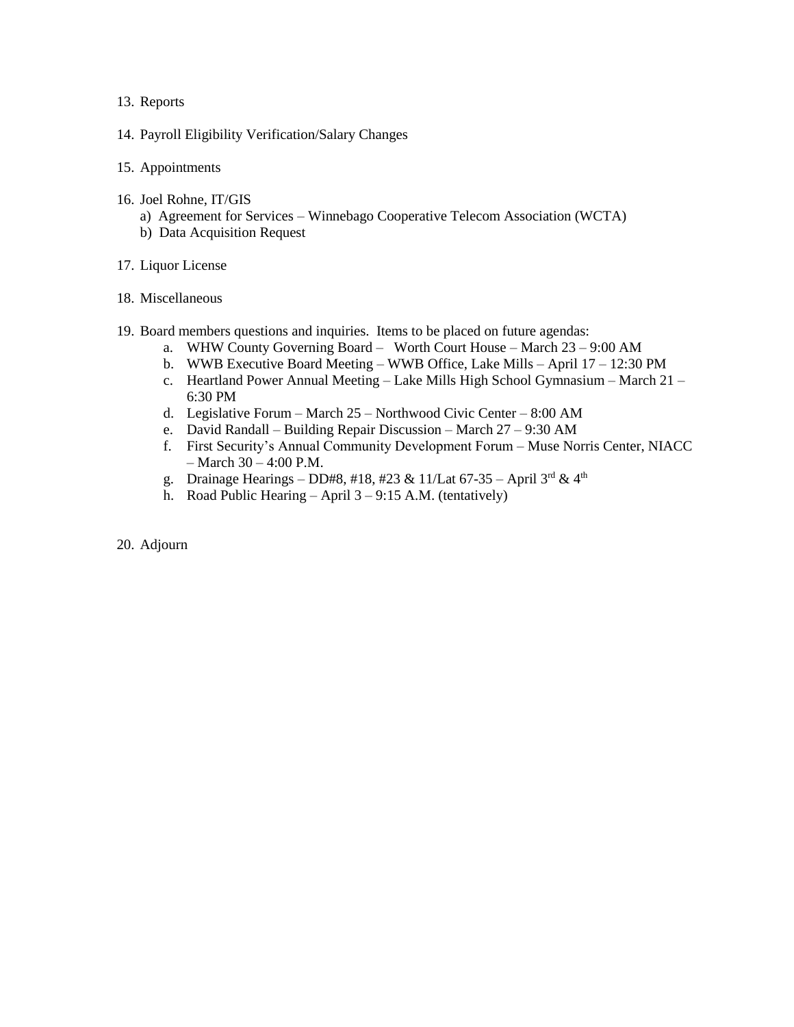13. Reports

14. Payroll Eligibility Verification/Salary Changes

15. Appointments

16. Joel Rohne, IT/GIS
    a) Agreement for Services – Winnebago Cooperative Telecom Association (WCTA)
    b) Data Acquisition Request

17. Liquor License

18. Miscellaneous

19. Board members questions and inquiries. Items to be placed on future agendas:
    a. WHW County Governing Board – Worth Court House – March 23 – 9:00 AM
    b. WWB Executive Board Meeting – WWB Office, Lake Mills – April 17 – 12:30 PM
    c. Heartland Power Annual Meeting – Lake Mills High School Gymnasium – March 21 – 6:30 PM
    d. Legislative Forum – March 25 – Northwood Civic Center – 8:00 AM
    e. David Randall – Building Repair Discussion – March 27 – 9:30 AM
    f. First Security's Annual Community Development Forum – Muse Norris Center, NIACC – March 30 – 4:00 P.M.
    g. Drainage Hearings – DD#8, #18, #23 & 11/Lat 67-35 – April 3rd & 4th
    h. Road Public Hearing – April 3 – 9:15 A.M. (tentatively)

20. Adjourn